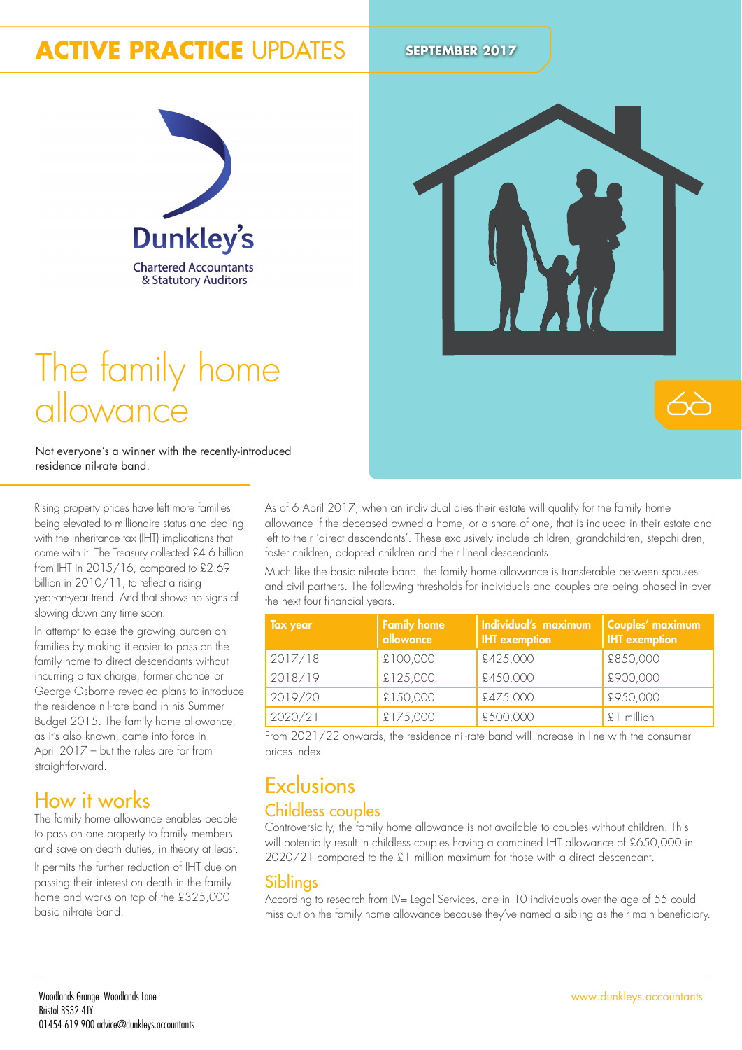# ACTIVE PRACTICE UPDATES

**SEPTEMBER 2017**

Dunkley's

Chartered Accountants
& Statutory Auditors

# The family home allowance

Not everyone's a winner with the recently-introduced residence nil-rate band.

Rising property prices have left more families being elevated to millionaire status and dealing with the inheritance tax (IHT) implications that come with it. The Treasury collected £4.6 billion from IHT in 2015/16, compared to £2.69 billion in 2010/11, to reflect a rising year-on-year trend. And that shows no signs of slowing down any time soon.

In attempt to ease the growing burden on families by making it easier to pass on the family home to direct descendants without incurring a tax charge, former chancellor George Osborne revealed plans to introduce the residence nil-rate band in his Summer Budget 2015. The family home allowance, as it's also known, came into force in April 2017 – but the rules are far from straightforward.

## How it works

The family home allowance enables people to pass on one property to family members and save on death duties, in theory at least.

It permits the further reduction of IHT due on passing their interest on death in the family home and works on top of the £325,000 basic nil-rate band.

As of 6 April 2017, when an individual dies their estate will qualify for the family home allowance if the deceased owned a home, or a share of one, that is included in their estate and left to their 'direct descendants'. These exclusively include children, grandchildren, stepchildren, foster children, adopted children and their lineal descendants.

Much like the basic nil-rate band, the family home allowance is transferable between spouses and civil partners. The following thresholds for individuals and couples are being phased in over the next four financial years.

| Tax year | Family home allowance | Individual's maximum IHT exemption | Couples' maximum IHT exemption |
|---|---|---|---|
| 2017/18 | £100,000 | £425,000 | £850,000 |
| 2018/19 | £125,000 | £450,000 | £900,000 |
| 2019/20 | £150,000 | £475,000 | £950,000 |
| 2020/21 | £175,000 | £500,000 | £1 million |

From 2021/22 onwards, the residence nil-rate band will increase in line with the consumer prices index.

## Exclusions

### Childless couples

Controversially, the family home allowance is not available to couples without children. This will potentially result in childless couples having a combined IHT allowance of £650,000 in 2020/21 compared to the £1 million maximum for those with a direct descendant.

### Siblings

According to research from LV= Legal Services, one in 10 individuals over the age of 55 could miss out on the family home allowance because they've named a sibling as their main beneficiary.

Woodlands Grange Woodlands Lane
Bristol BS32 4JY
01454 619 900 advice@dunkleys.accountants

www.dunkleys.accountants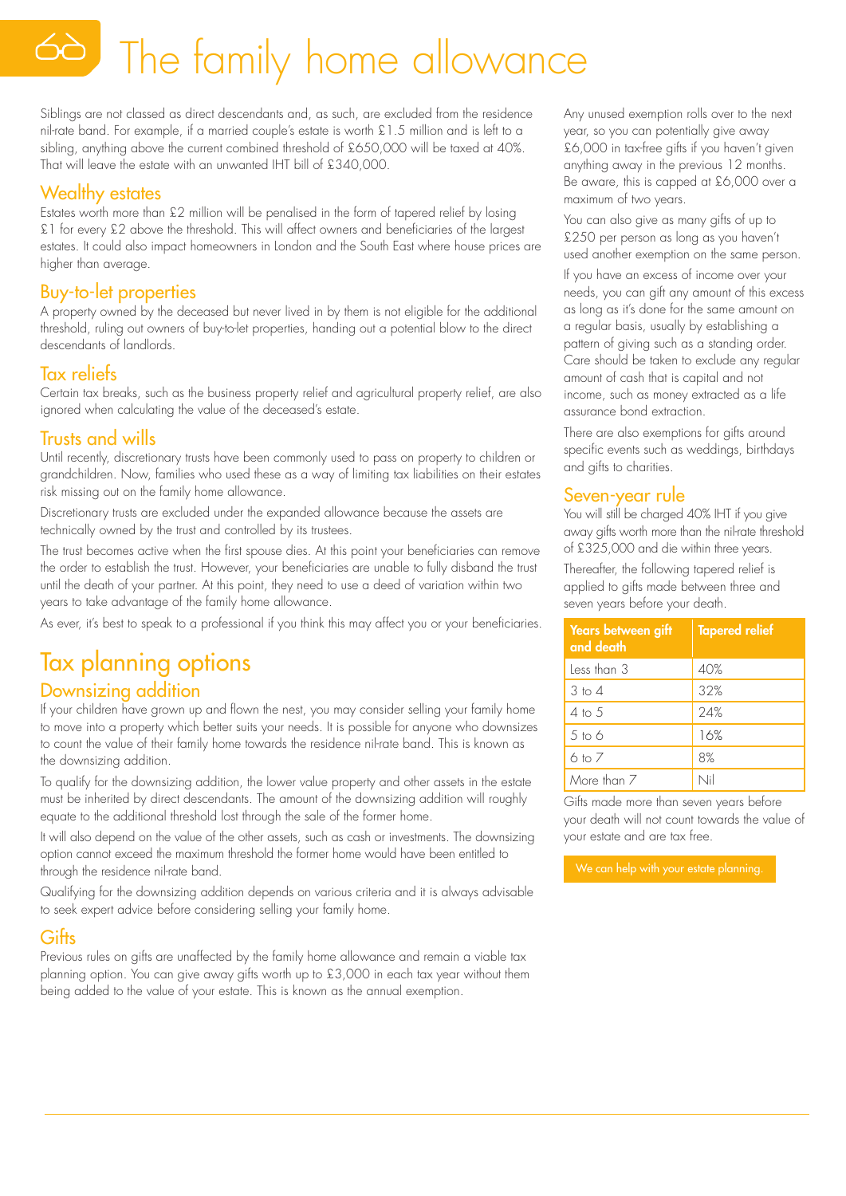# The family home allowance

Siblings are not classed as direct descendants and, as such, are excluded from the residence nil-rate band. For example, if a married couple's estate is worth £1.5 million and is left to a sibling, anything above the current combined threshold of £650,000 will be taxed at 40%. That will leave the estate with an unwanted IHT bill of £340,000.

## Wealthy estates

Estates worth more than £2 million will be penalised in the form of tapered relief by losing £1 for every £2 above the threshold. This will affect owners and beneficiaries of the largest estates. It could also impact homeowners in London and the South East where house prices are higher than average.

## Buy-to-let properties

A property owned by the deceased but never lived in by them is not eligible for the additional threshold, ruling out owners of buy-to-let properties, handing out a potential blow to the direct descendants of landlords.

## Tax reliefs

Certain tax breaks, such as the business property relief and agricultural property relief, are also ignored when calculating the value of the deceased's estate.

## Trusts and wills

Until recently, discretionary trusts have been commonly used to pass on property to children or grandchildren. Now, families who used these as a way of limiting tax liabilities on their estates risk missing out on the family home allowance.

Discretionary trusts are excluded under the expanded allowance because the assets are technically owned by the trust and controlled by its trustees.

The trust becomes active when the first spouse dies. At this point your beneficiaries can remove the order to establish the trust. However, your beneficiaries are unable to fully disband the trust until the death of your partner. At this point, they need to use a deed of variation within two years to take advantage of the family home allowance.

As ever, it's best to speak to a professional if you think this may affect you or your beneficiaries.

# Tax planning options

## Downsizing addition

If your children have grown up and flown the nest, you may consider selling your family home to move into a property which better suits your needs. It is possible for anyone who downsizes to count the value of their family home towards the residence nil-rate band. This is known as the downsizing addition.

To qualify for the downsizing addition, the lower value property and other assets in the estate must be inherited by direct descendants. The amount of the downsizing addition will roughly equate to the additional threshold lost through the sale of the former home.

It will also depend on the value of the other assets, such as cash or investments. The downsizing option cannot exceed the maximum threshold the former home would have been entitled to through the residence nil-rate band.

Qualifying for the downsizing addition depends on various criteria and it is always advisable to seek expert advice before considering selling your family home.

## Gifts

Previous rules on gifts are unaffected by the family home allowance and remain a viable tax planning option. You can give away gifts worth up to £3,000 in each tax year without them being added to the value of your estate. This is known as the annual exemption.

Any unused exemption rolls over to the next year, so you can potentially give away £6,000 in tax-free gifts if you haven't given anything away in the previous 12 months. Be aware, this is capped at £6,000 over a maximum of two years.

You can also give as many gifts of up to £250 per person as long as you haven't used another exemption on the same person.

If you have an excess of income over your needs, you can gift any amount of this excess as long as it's done for the same amount on a regular basis, usually by establishing a pattern of giving such as a standing order. Care should be taken to exclude any regular amount of cash that is capital and not income, such as money extracted as a life assurance bond extraction.

There are also exemptions for gifts around specific events such as weddings, birthdays and gifts to charities.

## Seven-year rule

You will still be charged 40% IHT if you give away gifts worth more than the nil-rate threshold of £325,000 and die within three years.

Thereafter, the following tapered relief is applied to gifts made between three and seven years before your death.

| Years between gift and death | Tapered relief |
|---|---|
| Less than 3 | 40% |
| 3 to 4 | 32% |
| 4 to 5 | 24% |
| 5 to 6 | 16% |
| 6 to 7 | 8% |
| More than 7 | Nil |

Gifts made more than seven years before your death will not count towards the value of your estate and are tax free.

We can help with your estate planning.